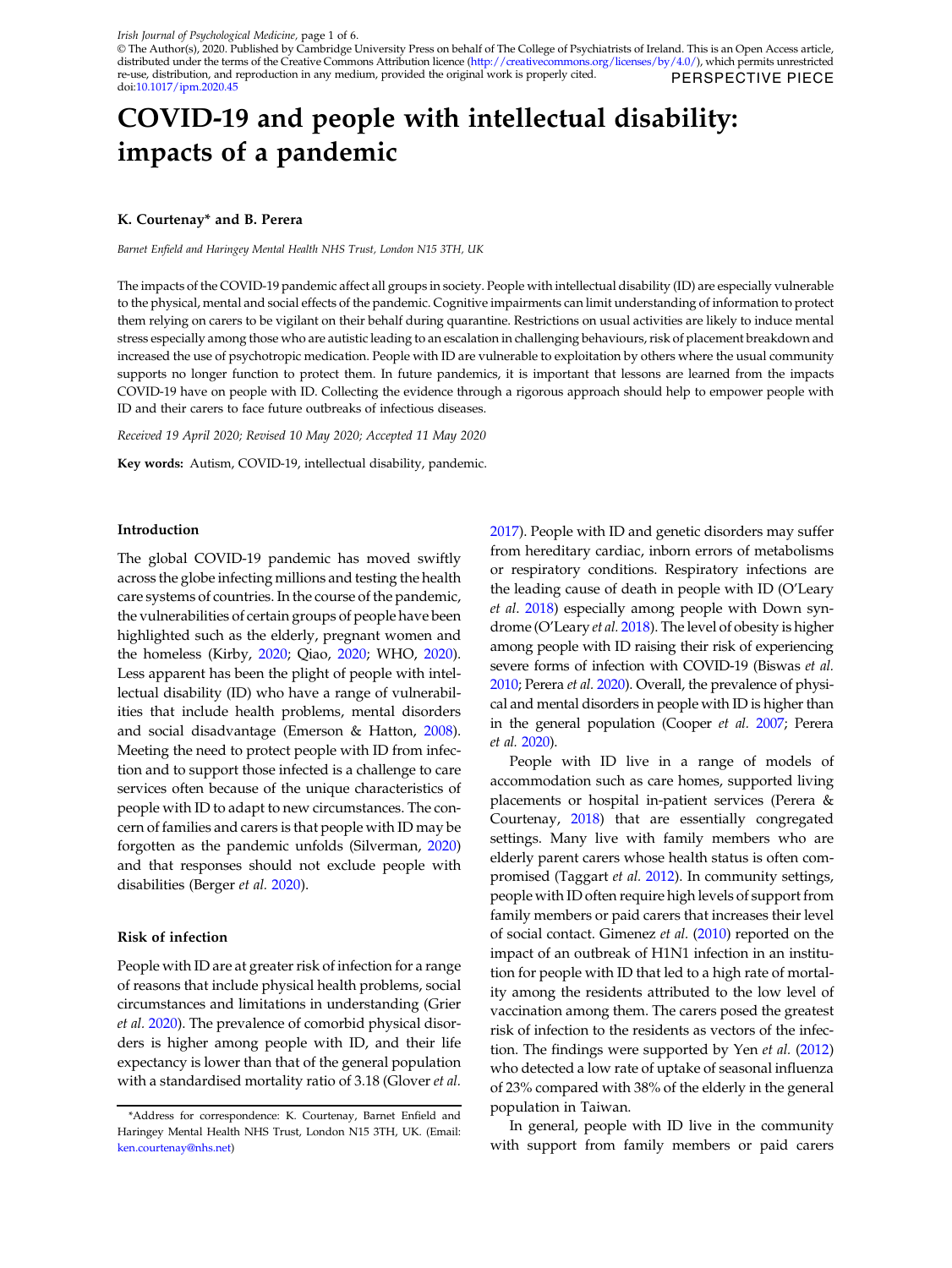PERSPECTIVE PIECE

# COVID-19 and people with intellectual disability: impacts of a pandemic

**K. Courtenay\* and B. Perera**

*Barnet Enfield and Haringey Mental Health NHS Trust, London N15 3TH, UK*

The impacts of the COVID-19 pandemic affect all groups in society. People with intellectual disability (ID) are especially vulnerable to the physical, mental and social effects of the pandemic. Cognitive impairments can limit understanding of information to protect them relying on carers to be vigilant on their behalf during quarantine. Restrictions on usual activities are likely to induce mental stress especially among those who are autistic leading to an escalation in challenging behaviours, risk of placement breakdown and increased the use of psychotropic medication. People with ID are vulnerable to exploitation by others where the usual community supports no longer function to protect them. In future pandemics, it is important that lessons are learned from the impacts COVID-19 have on people with ID. Collecting the evidence through a rigorous approach should help to empower people with ID and their carers to face future outbreaks of infectious diseases.

*Received 19 April 2020; Revised 10 May 2020; Accepted 11 May 2020*

**Key words:** Autism, COVID-19, intellectual disability, pandemic.

## Introduction

The global COVID-19 pandemic has moved swiftly across the globe infecting millions and testing the health care systems of countries. In the course of the pandemic, the vulnerabilities of certain groups of people have been highlighted such as the elderly, pregnant women and the homeless (Kirby, 2020; Qiao, 2020; WHO, 2020). Less apparent has been the plight of people with intellectual disability (ID) who have a range of vulnerabilities that include health problems, mental disorders and social disadvantage (Emerson & Hatton, 2008). Meeting the need to protect people with ID from infection and to support those infected is a challenge to care services often because of the unique characteristics of people with ID to adapt to new circumstances. The concern of families and carers is that people with ID may be forgotten as the pandemic unfolds (Silverman, 2020) and that responses should not exclude people with disabilities (Berger *et al.* 2020).

## Risk of infection

People with ID are at greater risk of infection for a range of reasons that include physical health problems, social circumstances and limitations in understanding (Grier *et al.* 2020). The prevalence of comorbid physical disorders is higher among people with ID, and their life expectancy is lower than that of the general population with a standardised mortality ratio of 3.18 (Glover *et al.* 2017). People with ID and genetic disorders may suffer from hereditary cardiac, inborn errors of metabolisms or respiratory conditions. Respiratory infections are the leading cause of death in people with ID (O'Leary *et al.* 2018) especially among people with Down syndrome (O'Leary *et al.* 2018). The level of obesity is higher among people with ID raising their risk of experiencing severe forms of infection with COVID-19 (Biswas *et al.* 2010; Perera *et al.* 2020). Overall, the prevalence of physical and mental disorders in people with ID is higher than in the general population (Cooper *et al.* 2007; Perera *et al.* 2020).

People with ID live in a range of models of accommodation such as care homes, supported living placements or hospital in-patient services (Perera & Courtenay, 2018) that are essentially congregated settings. Many live with family members who are elderly parent carers whose health status is often compromised (Taggart *et al.* 2012). In community settings, people with ID often require high levels of support from family members or paid carers that increases their level of social contact. Gimenez *et al.* (2010) reported on the impact of an outbreak of H1N1 infection in an institution for people with ID that led to a high rate of mortality among the residents attributed to the low level of vaccination among them. The carers posed the greatest risk of infection to the residents as vectors of the infection. The findings were supported by Yen *et al.* (2012) who detected a low rate of uptake of seasonal influenza of 23% compared with 38% of the elderly in the general population in Taiwan.

In general, people with ID live in the community with support from family members or paid carers

\*Address for correspondence: K. Courtenay, Barnet Enfield and Haringey Mental Health NHS Trust, London N15 3TH, UK. (Email: ken.courtenay@nhs.net)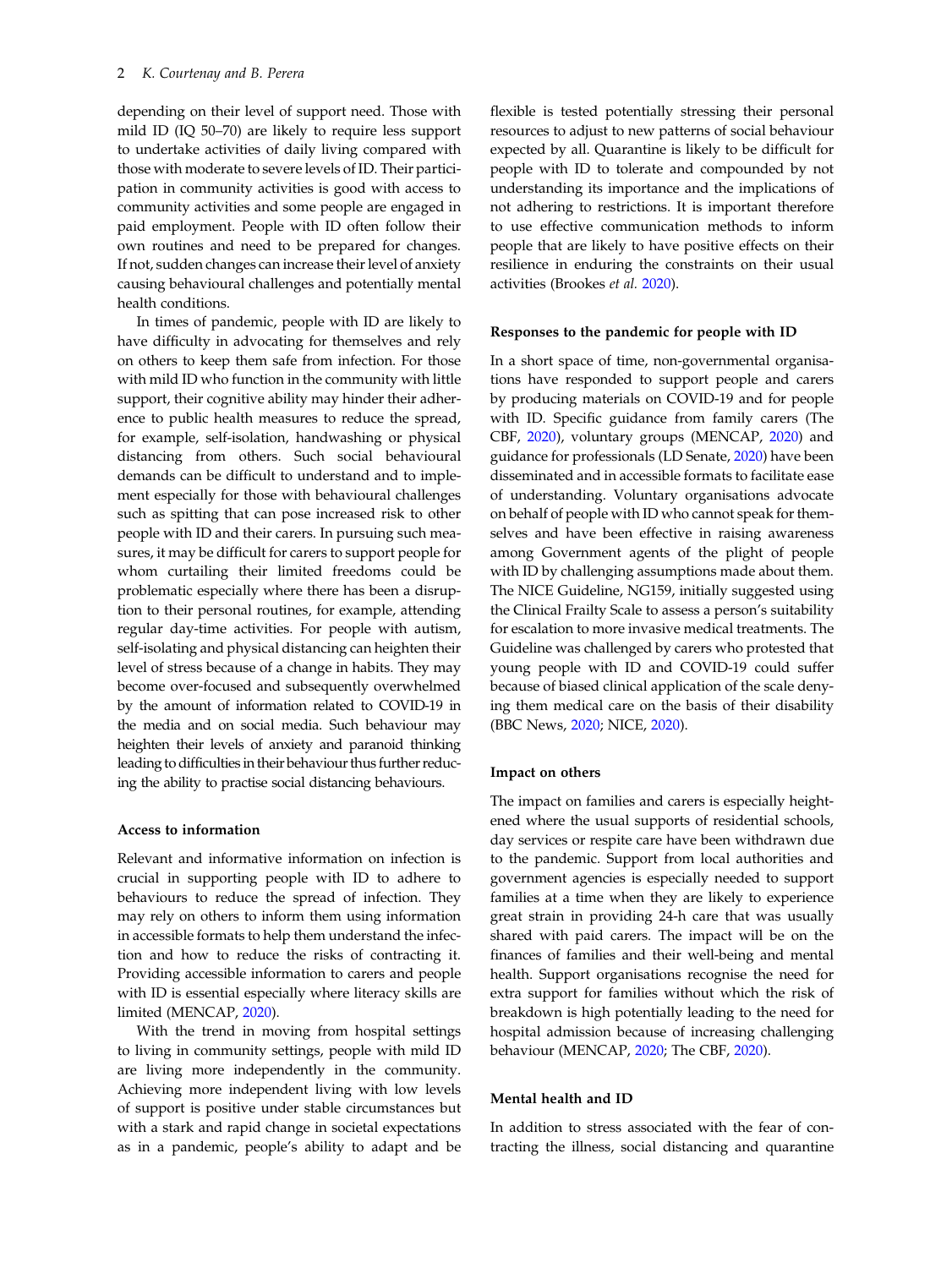depending on their level of support need. Those with mild ID (IQ 50–70) are likely to require less support to undertake activities of daily living compared with those with moderate to severe levels of ID. Their participation in community activities is good with access to community activities and some people are engaged in paid employment. People with ID often follow their own routines and need to be prepared for changes. If not, sudden changes can increase their level of anxiety causing behavioural challenges and potentially mental health conditions.

In times of pandemic, people with ID are likely to have difficulty in advocating for themselves and rely on others to keep them safe from infection. For those with mild ID who function in the community with little support, their cognitive ability may hinder their adherence to public health measures to reduce the spread, for example, self-isolation, handwashing or physical distancing from others. Such social behavioural demands can be difficult to understand and to implement especially for those with behavioural challenges such as spitting that can pose increased risk to other people with ID and their carers. In pursuing such measures, it may be difficult for carers to support people for whom curtailing their limited freedoms could be problematic especially where there has been a disruption to their personal routines, for example, attending regular day-time activities. For people with autism, self-isolating and physical distancing can heighten their level of stress because of a change in habits. They may become over-focused and subsequently overwhelmed by the amount of information related to COVID-19 in the media and on social media. Such behaviour may heighten their levels of anxiety and paranoid thinking leading to difficulties in their behaviour thus further reducing the ability to practise social distancing behaviours.

#### Access to information

Relevant and informative information on infection is crucial in supporting people with ID to adhere to behaviours to reduce the spread of infection. They may rely on others to inform them using information in accessible formats to help them understand the infection and how to reduce the risks of contracting it. Providing accessible information to carers and people with ID is essential especially where literacy skills are limited (MENCAP, 2020).

With the trend in moving from hospital settings to living in community settings, people with mild ID are living more independently in the community. Achieving more independent living with low levels of support is positive under stable circumstances but with a stark and rapid change in societal expectations as in a pandemic, people's ability to adapt and be flexible is tested potentially stressing their personal resources to adjust to new patterns of social behaviour expected by all. Quarantine is likely to be difficult for people with ID to tolerate and compounded by not understanding its importance and the implications of not adhering to restrictions. It is important therefore to use effective communication methods to inform people that are likely to have positive effects on their resilience in enduring the constraints on their usual activities (Brookes *et al.* 2020).

#### Responses to the pandemic for people with ID

In a short space of time, non-governmental organisations have responded to support people and carers by producing materials on COVID-19 and for people with ID. Specific guidance from family carers (The CBF, 2020), voluntary groups (MENCAP, 2020) and guidance for professionals (LD Senate, 2020) have been disseminated and in accessible formats to facilitate ease of understanding. Voluntary organisations advocate on behalf of people with ID who cannot speak for themselves and have been effective in raising awareness among Government agents of the plight of people with ID by challenging assumptions made about them. The NICE Guideline, NG159, initially suggested using the Clinical Frailty Scale to assess a person's suitability for escalation to more invasive medical treatments. The Guideline was challenged by carers who protested that young people with ID and COVID-19 could suffer because of biased clinical application of the scale denying them medical care on the basis of their disability (BBC News, 2020; NICE, 2020).

#### Impact on others

The impact on families and carers is especially heightened where the usual supports of residential schools, day services or respite care have been withdrawn due to the pandemic. Support from local authorities and government agencies is especially needed to support families at a time when they are likely to experience great strain in providing 24-h care that was usually shared with paid carers. The impact will be on the finances of families and their well-being and mental health. Support organisations recognise the need for extra support for families without which the risk of breakdown is high potentially leading to the need for hospital admission because of increasing challenging behaviour (MENCAP, 2020; The CBF, 2020).

#### Mental health and ID

In addition to stress associated with the fear of contracting the illness, social distancing and quarantine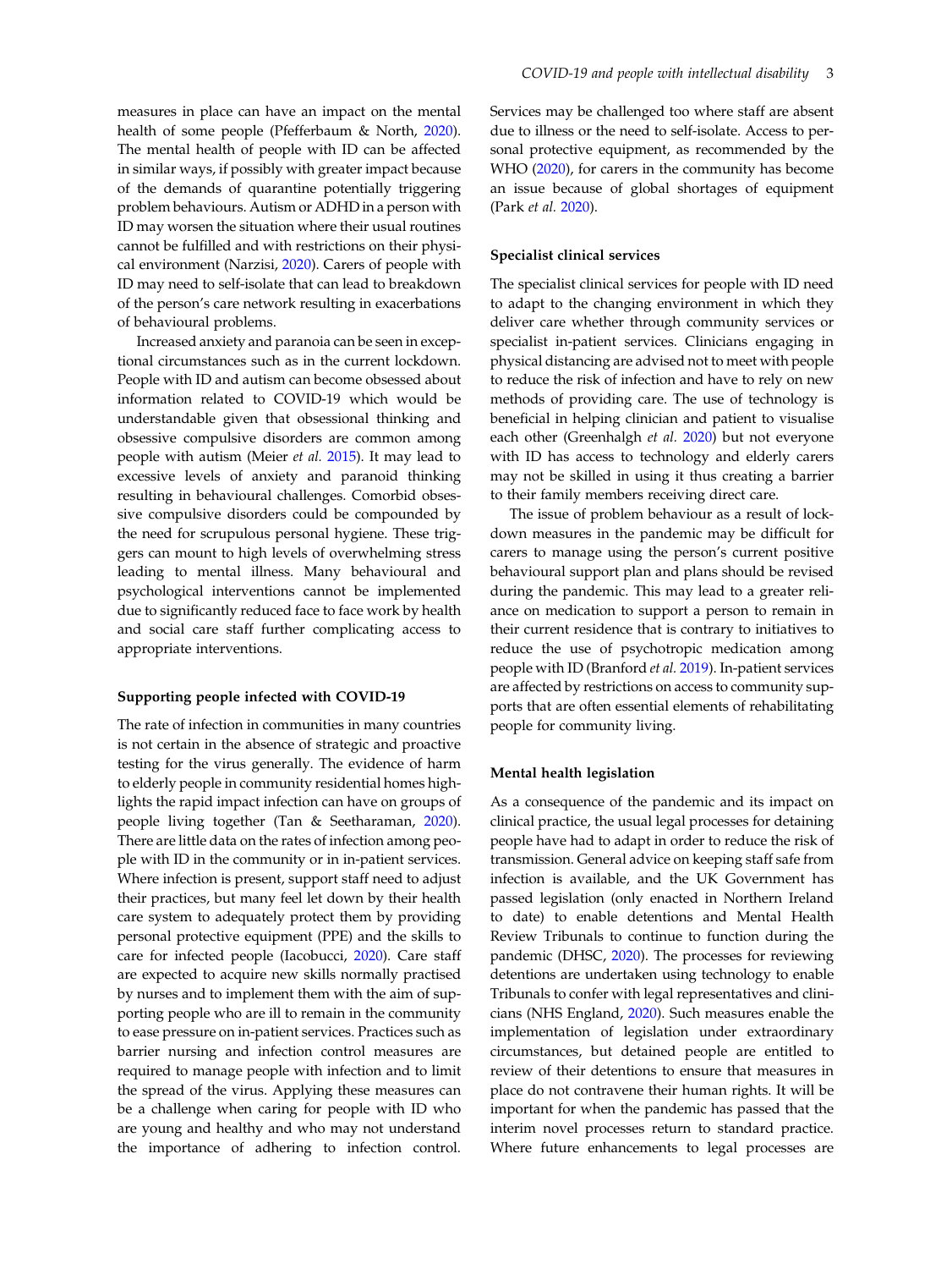measures in place can have an impact on the mental health of some people (Pfefferbaum & North, 2020). The mental health of people with ID can be affected in similar ways, if possibly with greater impact because of the demands of quarantine potentially triggering problem behaviours. Autism or ADHD in a person with ID may worsen the situation where their usual routines cannot be fulfilled and with restrictions on their physical environment (Narzisi, 2020). Carers of people with ID may need to self-isolate that can lead to breakdown of the person's care network resulting in exacerbations of behavioural problems.

Increased anxiety and paranoia can be seen in exceptional circumstances such as in the current lockdown. People with ID and autism can become obsessed about information related to COVID-19 which would be understandable given that obsessional thinking and obsessive compulsive disorders are common among people with autism (Meier *et al.* 2015). It may lead to excessive levels of anxiety and paranoid thinking resulting in behavioural challenges. Comorbid obsessive compulsive disorders could be compounded by the need for scrupulous personal hygiene. These triggers can mount to high levels of overwhelming stress leading to mental illness. Many behavioural and psychological interventions cannot be implemented due to significantly reduced face to face work by health and social care staff further complicating access to appropriate interventions.

### Supporting people infected with COVID-19

The rate of infection in communities in many countries is not certain in the absence of strategic and proactive testing for the virus generally. The evidence of harm to elderly people in community residential homes highlights the rapid impact infection can have on groups of people living together (Tan & Seetharaman, 2020). There are little data on the rates of infection among people with ID in the community or in in-patient services. Where infection is present, support staff need to adjust their practices, but many feel let down by their health care system to adequately protect them by providing personal protective equipment (PPE) and the skills to care for infected people (Iacobucci, 2020). Care staff are expected to acquire new skills normally practised by nurses and to implement them with the aim of supporting people who are ill to remain in the community to ease pressure on in-patient services. Practices such as barrier nursing and infection control measures are required to manage people with infection and to limit the spread of the virus. Applying these measures can be a challenge when caring for people with ID who are young and healthy and who may not understand the importance of adhering to infection control. Services may be challenged too where staff are absent due to illness or the need to self-isolate. Access to personal protective equipment, as recommended by the WHO (2020), for carers in the community has become an issue because of global shortages of equipment (Park *et al.* 2020).

### Specialist clinical services

The specialist clinical services for people with ID need to adapt to the changing environment in which they deliver care whether through community services or specialist in-patient services. Clinicians engaging in physical distancing are advised not to meet with people to reduce the risk of infection and have to rely on new methods of providing care. The use of technology is beneficial in helping clinician and patient to visualise each other (Greenhalgh *et al.* 2020) but not everyone with ID has access to technology and elderly carers may not be skilled in using it thus creating a barrier to their family members receiving direct care.

The issue of problem behaviour as a result of lockdown measures in the pandemic may be difficult for carers to manage using the person's current positive behavioural support plan and plans should be revised during the pandemic. This may lead to a greater reliance on medication to support a person to remain in their current residence that is contrary to initiatives to reduce the use of psychotropic medication among people with ID (Branford *et al.* 2019). In-patient services are affected by restrictions on access to community supports that are often essential elements of rehabilitating people for community living.

### Mental health legislation

As a consequence of the pandemic and its impact on clinical practice, the usual legal processes for detaining people have had to adapt in order to reduce the risk of transmission. General advice on keeping staff safe from infection is available, and the UK Government has passed legislation (only enacted in Northern Ireland to date) to enable detentions and Mental Health Review Tribunals to continue to function during the pandemic (DHSC, 2020). The processes for reviewing detentions are undertaken using technology to enable Tribunals to confer with legal representatives and clinicians (NHS England, 2020). Such measures enable the implementation of legislation under extraordinary circumstances, but detained people are entitled to review of their detentions to ensure that measures in place do not contravene their human rights. It will be important for when the pandemic has passed that the interim novel processes return to standard practice. Where future enhancements to legal processes are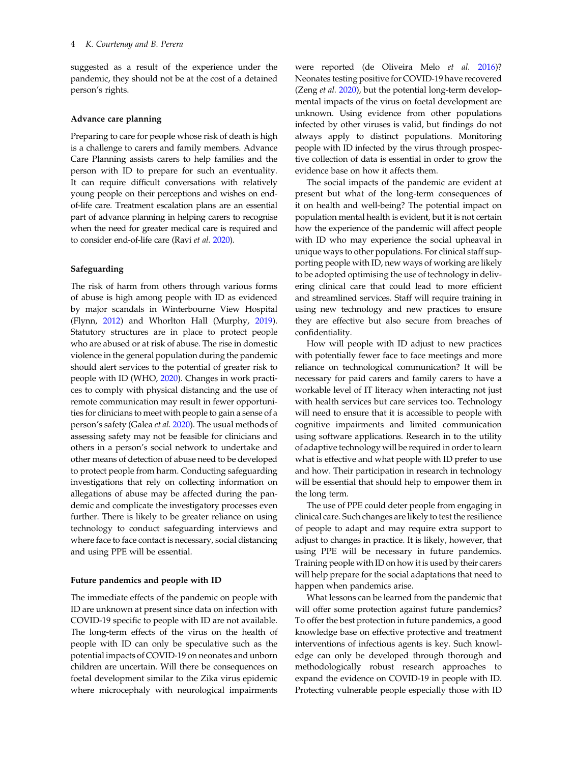suggested as a result of the experience under the pandemic, they should not be at the cost of a detained person's rights.

### Advance care planning

Preparing to care for people whose risk of death is high is a challenge to carers and family members. Advance Care Planning assists carers to help families and the person with ID to prepare for such an eventuality. It can require difficult conversations with relatively young people on their perceptions and wishes on end-of-life care. Treatment escalation plans are an essential part of advance planning in helping carers to recognise when the need for greater medical care is required and to consider end-of-life care (Ravi *et al.* 2020).

### Safeguarding

The risk of harm from others through various forms of abuse is high among people with ID as evidenced by major scandals in Winterbourne View Hospital (Flynn, 2012) and Whorlton Hall (Murphy, 2019). Statutory structures are in place to protect people who are abused or at risk of abuse. The rise in domestic violence in the general population during the pandemic should alert services to the potential of greater risk to people with ID (WHO, 2020). Changes in work practices to comply with physical distancing and the use of remote communication may result in fewer opportunities for clinicians to meet with people to gain a sense of a person's safety (Galea *et al.* 2020). The usual methods of assessing safety may not be feasible for clinicians and others in a person's social network to undertake and other means of detection of abuse need to be developed to protect people from harm. Conducting safeguarding investigations that rely on collecting information on allegations of abuse may be affected during the pandemic and complicate the investigatory processes even further. There is likely to be greater reliance on using technology to conduct safeguarding interviews and where face to face contact is necessary, social distancing and using PPE will be essential.

### Future pandemics and people with ID

The immediate effects of the pandemic on people with ID are unknown at present since data on infection with COVID-19 specific to people with ID are not available. The long-term effects of the virus on the health of people with ID can only be speculative such as the potential impacts of COVID-19 on neonates and unborn children are uncertain. Will there be consequences on foetal development similar to the Zika virus epidemic where microcephaly with neurological impairments were reported (de Oliveira Melo *et al.* 2016)? Neonates testing positive for COVID-19 have recovered (Zeng *et al.* 2020), but the potential long-term developmental impacts of the virus on foetal development are unknown. Using evidence from other populations infected by other viruses is valid, but findings do not always apply to distinct populations. Monitoring people with ID infected by the virus through prospective collection of data is essential in order to grow the evidence base on how it affects them.

The social impacts of the pandemic are evident at present but what of the long-term consequences of it on health and well-being? The potential impact on population mental health is evident, but it is not certain how the experience of the pandemic will affect people with ID who may experience the social upheaval in unique ways to other populations. For clinical staff supporting people with ID, new ways of working are likely to be adopted optimising the use of technology in delivering clinical care that could lead to more efficient and streamlined services. Staff will require training in using new technology and new practices to ensure they are effective but also secure from breaches of confidentiality.

How will people with ID adjust to new practices with potentially fewer face to face meetings and more reliance on technological communication? It will be necessary for paid carers and family carers to have a workable level of IT literacy when interacting not just with health services but care services too. Technology will need to ensure that it is accessible to people with cognitive impairments and limited communication using software applications. Research in to the utility of adaptive technology will be required in order to learn what is effective and what people with ID prefer to use and how. Their participation in research in technology will be essential that should help to empower them in the long term.

The use of PPE could deter people from engaging in clinical care. Such changes are likely to test the resilience of people to adapt and may require extra support to adjust to changes in practice. It is likely, however, that using PPE will be necessary in future pandemics. Training people with ID on how it is used by their carers will help prepare for the social adaptations that need to happen when pandemics arise.

What lessons can be learned from the pandemic that will offer some protection against future pandemics? To offer the best protection in future pandemics, a good knowledge base on effective protective and treatment interventions of infectious agents is key. Such knowledge can only be developed through thorough and methodologically robust research approaches to expand the evidence on COVID-19 in people with ID. Protecting vulnerable people especially those with ID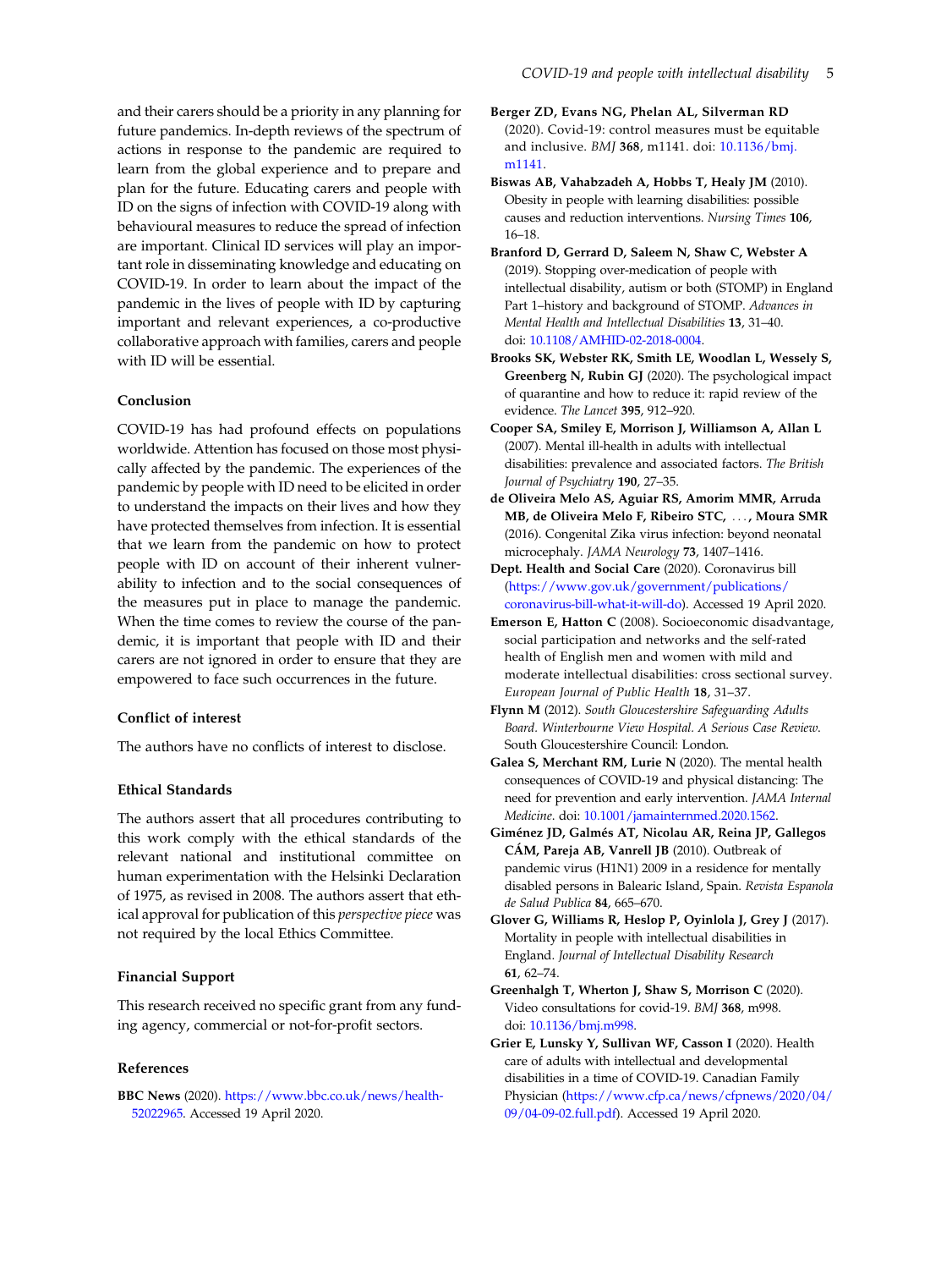and their carers should be a priority in any planning for future pandemics. In-depth reviews of the spectrum of actions in response to the pandemic are required to learn from the global experience and to prepare and plan for the future. Educating carers and people with ID on the signs of infection with COVID-19 along with behavioural measures to reduce the spread of infection are important. Clinical ID services will play an important role in disseminating knowledge and educating on COVID-19. In order to learn about the impact of the pandemic in the lives of people with ID by capturing important and relevant experiences, a co-productive collaborative approach with families, carers and people with ID will be essential.

### Conclusion

COVID-19 has had profound effects on populations worldwide. Attention has focused on those most physically affected by the pandemic. The experiences of the pandemic by people with ID need to be elicited in order to understand the impacts on their lives and how they have protected themselves from infection. It is essential that we learn from the pandemic on how to protect people with ID on account of their inherent vulnerability to infection and to the social consequences of the measures put in place to manage the pandemic. When the time comes to review the course of the pandemic, it is important that people with ID and their carers are not ignored in order to ensure that they are empowered to face such occurrences in the future.

### Conflict of interest

The authors have no conflicts of interest to disclose.

### Ethical Standards

The authors assert that all procedures contributing to this work comply with the ethical standards of the relevant national and institutional committee on human experimentation with the Helsinki Declaration of 1975, as revised in 2008. The authors assert that ethical approval for publication of this *perspective piece* was not required by the local Ethics Committee.

### Financial Support

This research received no specific grant from any funding agency, commercial or not-for-profit sectors.

### References

**BBC News** (2020). https://www.bbc.co.uk/news/health-52022965. Accessed 19 April 2020.

**Berger ZD, Evans NG, Phelan AL, Silverman RD** (2020). Covid-19: control measures must be equitable and inclusive. *BMJ* **368**, m1141. doi: 10.1136/bmj.m1141.

**Biswas AB, Vahabzadeh A, Hobbs T, Healy JM** (2010). Obesity in people with learning disabilities: possible causes and reduction interventions. *Nursing Times* **106**, 16–18.

**Branford D, Gerrard D, Saleem N, Shaw C, Webster A** (2019). Stopping over-medication of people with intellectual disability, autism or both (STOMP) in England Part 1–history and background of STOMP. *Advances in Mental Health and Intellectual Disabilities* **13**, 31–40. doi: 10.1108/AMHID-02-2018-0004.

**Brooks SK, Webster RK, Smith LE, Woodlan L, Wessely S, Greenberg N, Rubin GJ** (2020). The psychological impact of quarantine and how to reduce it: rapid review of the evidence. *The Lancet* **395**, 912–920.

**Cooper SA, Smiley E, Morrison J, Williamson A, Allan L** (2007). Mental ill-health in adults with intellectual disabilities: prevalence and associated factors. *The British Journal of Psychiatry* **190**, 27–35.

**de Oliveira Melo AS, Aguiar RS, Amorim MMR, Arruda MB, de Oliveira Melo F, Ribeiro STC, …, Moura SMR** (2016). Congenital Zika virus infection: beyond neonatal microcephaly. *JAMA Neurology* **73**, 1407–1416.

**Dept. Health and Social Care** (2020). Coronavirus bill (https://www.gov.uk/government/publications/coronavirus-bill-what-it-will-do). Accessed 19 April 2020.

**Emerson E, Hatton C** (2008). Socioeconomic disadvantage, social participation and networks and the self-rated health of English men and women with mild and moderate intellectual disabilities: cross sectional survey. *European Journal of Public Health* **18**, 31–37.

**Flynn M** (2012). *South Gloucestershire Safeguarding Adults Board. Winterbourne View Hospital. A Serious Case Review.* South Gloucestershire Council: London.

**Galea S, Merchant RM, Lurie N** (2020). The mental health consequences of COVID-19 and physical distancing: The need for prevention and early intervention. *JAMA Internal Medicine*. doi: 10.1001/jamainternmed.2020.1562.

**Giménez JD, Galmés AT, Nicolau AR, Reina JP, Gallegos CÁM, Pareja AB, Vanrell JB** (2010). Outbreak of pandemic virus (H1N1) 2009 in a residence for mentally disabled persons in Balearic Island, Spain. *Revista Espanola de Salud Publica* **84**, 665–670.

**Glover G, Williams R, Heslop P, Oyinlola J, Grey J** (2017). Mortality in people with intellectual disabilities in England. *Journal of Intellectual Disability Research* **61**, 62–74.

**Greenhalgh T, Wherton J, Shaw S, Morrison C** (2020). Video consultations for covid-19. *BMJ* **368**, m998. doi: 10.1136/bmj.m998.

**Grier E, Lunsky Y, Sullivan WF, Casson I** (2020). Health care of adults with intellectual and developmental disabilities in a time of COVID-19. Canadian Family Physician (https://www.cfp.ca/news/cfpnews/2020/04/09/04-09-02.full.pdf). Accessed 19 April 2020.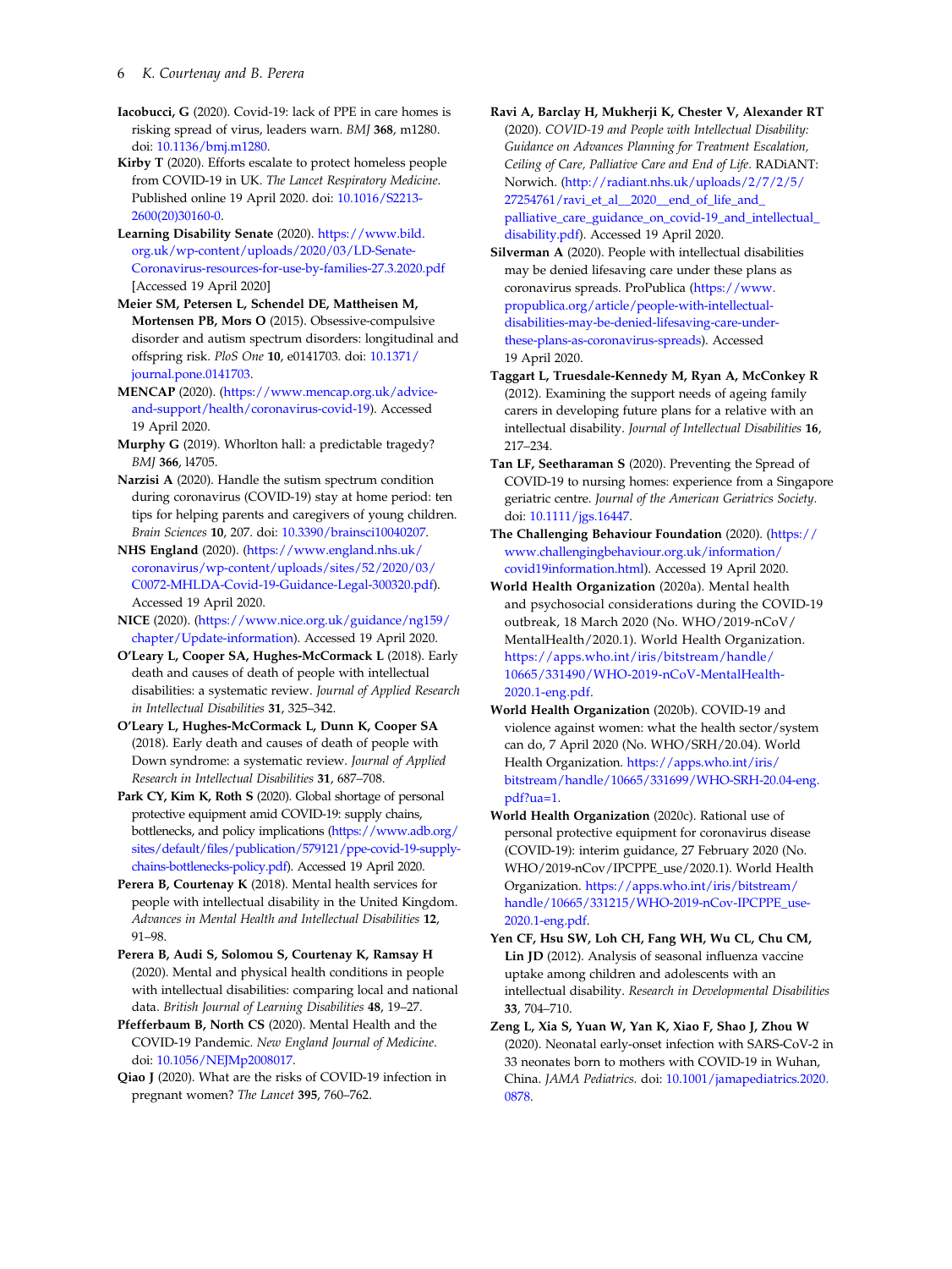**Iacobucci, G** (2020). Covid-19: lack of PPE in care homes is risking spread of virus, leaders warn. *BMJ* **368**, m1280. doi: 10.1136/bmj.m1280.

**Kirby T** (2020). Efforts escalate to protect homeless people from COVID-19 in UK. *The Lancet Respiratory Medicine*. Published online 19 April 2020. doi: 10.1016/S2213-2600(20)30160-0.

**Learning Disability Senate** (2020). https://www.bild.org.uk/wp-content/uploads/2020/03/LD-Senate-Coronavirus-resources-for-use-by-families-27.3.2020.pdf [Accessed 19 April 2020]

**Meier SM, Petersen L, Schendel DE, Mattheisen M, Mortensen PB, Mors O** (2015). Obsessive-compulsive disorder and autism spectrum disorders: longitudinal and offspring risk. *PloS One* **10**, e0141703. doi: 10.1371/journal.pone.0141703.

**MENCAP** (2020). (https://www.mencap.org.uk/advice-and-support/health/coronavirus-covid-19). Accessed 19 April 2020.

**Murphy G** (2019). Whorlton hall: a predictable tragedy? *BMJ* **366**, l4705.

**Narzisi A** (2020). Handle the sutism spectrum condition during coronavirus (COVID-19) stay at home period: ten tips for helping parents and caregivers of young children. *Brain Sciences* **10**, 207. doi: 10.3390/brainsci10040207.

**NHS England** (2020). (https://www.england.nhs.uk/coronavirus/wp-content/uploads/sites/52/2020/03/C0072-MHLDA-Covid-19-Guidance-Legal-300320.pdf). Accessed 19 April 2020.

**NICE** (2020). (https://www.nice.org.uk/guidance/ng159/chapter/Update-information). Accessed 19 April 2020.

**O'Leary L, Cooper SA, Hughes-McCormack L** (2018). Early death and causes of death of people with intellectual disabilities: a systematic review. *Journal of Applied Research in Intellectual Disabilities* **31**, 325–342.

**O'Leary L, Hughes-McCormack L, Dunn K, Cooper SA** (2018). Early death and causes of death of people with Down syndrome: a systematic review. *Journal of Applied Research in Intellectual Disabilities* **31**, 687–708.

**Park CY, Kim K, Roth S** (2020). Global shortage of personal protective equipment amid COVID-19: supply chains, bottlenecks, and policy implications (https://www.adb.org/sites/default/files/publication/579121/ppe-covid-19-supply-chains-bottlenecks-policy.pdf). Accessed 19 April 2020.

**Perera B, Courtenay K** (2018). Mental health services for people with intellectual disability in the United Kingdom. *Advances in Mental Health and Intellectual Disabilities* **12**, 91–98.

**Perera B, Audi S, Solomou S, Courtenay K, Ramsay H** (2020). Mental and physical health conditions in people with intellectual disabilities: comparing local and national data. *British Journal of Learning Disabilities* **48**, 19–27.

**Pfefferbaum B, North CS** (2020). Mental Health and the COVID-19 Pandemic. *New England Journal of Medicine*. doi: 10.1056/NEJMp2008017.

**Qiao J** (2020). What are the risks of COVID-19 infection in pregnant women? *The Lancet* **395**, 760–762.

**Ravi A, Barclay H, Mukherji K, Chester V, Alexander RT** (2020). *COVID-19 and People with Intellectual Disability: Guidance on Advances Planning for Treatment Escalation, Ceiling of Care, Palliative Care and End of Life*. RADiANT: Norwich. (http://radiant.nhs.uk/uploads/2/7/2/5/27254761/ravi_et_al__2020__end_of_life_and_palliative_care_guidance_on_covid-19_and_intellectual_disability.pdf). Accessed 19 April 2020.

**Silverman A** (2020). People with intellectual disabilities may be denied lifesaving care under these plans as coronavirus spreads. ProPublica (https://www.propublica.org/article/people-with-intellectual-disabilities-may-be-denied-lifesaving-care-under-these-plans-as-coronavirus-spreads). Accessed 19 April 2020.

**Taggart L, Truesdale-Kennedy M, Ryan A, McConkey R** (2012). Examining the support needs of ageing family carers in developing future plans for a relative with an intellectual disability. *Journal of Intellectual Disabilities* **16**, 217–234.

**Tan LF, Seetharaman S** (2020). Preventing the Spread of COVID-19 to nursing homes: experience from a Singapore geriatric centre. *Journal of the American Geriatrics Society*. doi: 10.1111/jgs.16447.

**The Challenging Behaviour Foundation** (2020). (https://www.challengingbehaviour.org.uk/information/covid19information.html). Accessed 19 April 2020.

**World Health Organization** (2020a). Mental health and psychosocial considerations during the COVID-19 outbreak, 18 March 2020 (No. WHO/2019-nCoV/MentalHealth/2020.1). World Health Organization. https://apps.who.int/iris/bitstream/handle/10665/331490/WHO-2019-nCoV-MentalHealth-2020.1-eng.pdf.

**World Health Organization** (2020b). COVID-19 and violence against women: what the health sector/system can do, 7 April 2020 (No. WHO/SRH/20.04). World Health Organization. https://apps.who.int/iris/bitstream/handle/10665/331699/WHO-SRH-20.04-eng.pdf?ua=1.

**World Health Organization** (2020c). Rational use of personal protective equipment for coronavirus disease (COVID-19): interim guidance, 27 February 2020 (No. WHO/2019-nCov/IPCPPE_use/2020.1). World Health Organization. https://apps.who.int/iris/bitstream/handle/10665/331215/WHO-2019-nCov-IPCPPE_use-2020.1-eng.pdf.

**Yen CF, Hsu SW, Loh CH, Fang WH, Wu CL, Chu CM, Lin JD** (2012). Analysis of seasonal influenza vaccine uptake among children and adolescents with an intellectual disability. *Research in Developmental Disabilities* **33**, 704–710.

**Zeng L, Xia S, Yuan W, Yan K, Xiao F, Shao J, Zhou W** (2020). Neonatal early-onset infection with SARS-CoV-2 in 33 neonates born to mothers with COVID-19 in Wuhan, China. *JAMA Pediatrics*. doi: 10.1001/jamapediatrics.2020.0878.